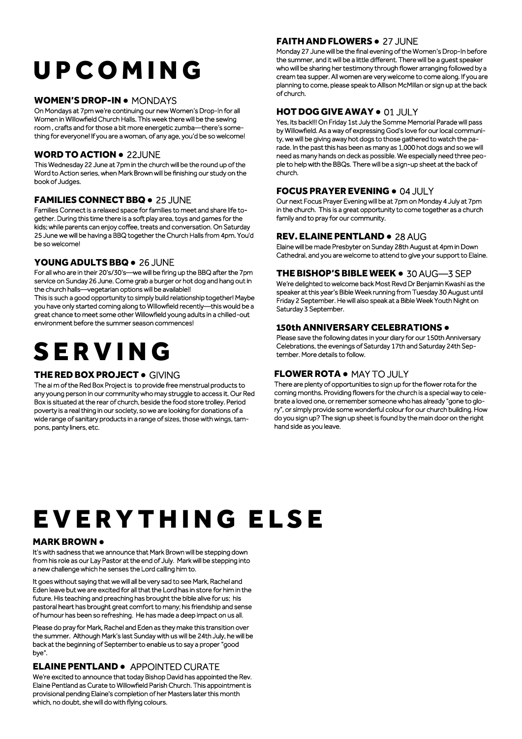# UPCOMING

### WOMEN'S DROP-IN • MONDAYS

On Mondays at 7pm we're continuing our new Women's Drop-In for all Women in Willowfield Church Halls. This week there will be the sewing room , crafts and for those a bit more energetic zumba—there's something for everyone! If you are a woman, of any age, you'd be so welcome!

### WORD TO ACTION • 22JUNE

This Wednesday 22 June at 7pm in the church will be the round up of the Word to Action series, when Mark Brown will be finishing our study on the book of Judges.

### FAMILIES CONNECT BBQ • 25 JUNE

Families Connect is a relaxed space for families to meet and share life together. During this time there is a soft play area, toys and games for the kids; while parents can enjoy coffee, treats and conversation. On Saturday 25 June we will be having a BBQ together the Church Halls from 4pm. You'd be so welcome!

### YOUNG ADULTS BBQ • 26 JUNE

For all who are in their 20's/30's—we will be firing up the BBQ after the 7pm service on Sunday 26 June. Come grab a burger or hot dog and hang out in the church halls—vegetarian options will be available!!

This is such a good opportunity to simply build relationship together! Maybe you have only started coming along to Willowfield recently—this would be a great chance to meet some other Willowfield young adults in a chilled-out environment before the summer season commences!

### FAITH AND FLOWERS • 27 JUNE

Monday 27 June will be the final evening of the Women's Drop-In before the summer, and it will be a little different. There will be a guest speaker who will be sharing her testimony through flower arranging followed by a cream tea supper. All women are very welcome to come along. If you are planning to come, please speak to Allison McMillan or sign up at the back of church.

### HOT DOG GIVE AWAY • 01 JULY

Yes, its back!!! On Friday 1st July the Somme Memorial Parade will pass by Willowfield. As a way of expressing God's love for our local community, we will be giving away hot dogs to those gathered to watch the parade. In the past this has been as many as 1,000 hot dogs and so we will need as many hands on deck as possible. We especially need three people to help with the BBQs. There will be a sign-up sheet at the back of church.

### FOCUS PRAYER EVENING • 04 JULY

Our next Focus Prayer Evening will be at 7pm on Monday 4 July at 7pm in the church. This is a great opportunity to come together as a church family and to pray for our community.

### REV. ELAINE PENTLAND • 28 AUG

Elaine will be made Presbyter on Sunday 28th August at 4pm in Down Cathedral, and you are welcome to attend to give your support to Elaine.

### THE BISHOP'S BIBLE WEEK • 30 AUG—3 SEP

We're delighted to welcome back Most Revd Dr Benjamin Kwashi as the speaker at this year's Bible Week running from Tuesday 30 August until Friday 2 September. He will also speak at a Bible Week Youth Night on Saturday 3 September.

### 150th ANNIVERSARY CELEBRATIONS •

Please save the following dates in your diary for our 150th Anniversary Celebrations, the evenings of Saturday 17th and Saturday 24th September. More details to follow.

# SERVING

### THE RED BOX PROJECT • GIVING

The ai m of the Red Box Project is to provide free menstrual products to any young person in our community who may struggle to access it. Our Red Box is situated at the rear of church, beside the food store trolley. Period poverty is a real thing in our society, so we are looking for donations of a wide range of sanitary products in a range of sizes, those with wings, tampons, panty liners, etc.

### FLOWER ROTA • MAY TO JULY

There are plenty of opportunities to sign up for the flower rota for the coming months. Providing flowers for the church is a special way to celebrate a loved one, or remember someone who has already "gone to glory", or simply provide some wonderful colour for our church building. How do you sign up? The sign up sheet is found by the main door on the right hand side as you leave.

# EVERYTHING ELSE

### MARK BROWN •

It's with sadness that we announce that Mark Brown will be stepping down from his role as our Lay Pastor at the end of July. Mark will be stepping into a new challenge which he senses the Lord calling him to.

It goes without saying that we will all be very sad to see Mark, Rachel and Eden leave but we are excited for all that the Lord has in store for him in the future. His teaching and preaching has brought the bible alive for us; his pastoral heart has brought great comfort to many; his friendship and sense of humour has been so refreshing. He has made a deep impact on us all.

Please do pray for Mark, Rachel and Eden as they make this transition over the summer. Although Mark's last Sunday with us will be 24th July, he will be back at the beginning of September to enable us to say a proper "good bye".

### ELAINE PENTLAND • APPOINTED CURATE

We're excited to announce that today Bishop David has appointed the Rev. Elaine Pentland as Curate to Willowfield Parish Church. This appointment is provisional pending Elaine's completion of her Masters later this month which, no doubt, she will do with flying colours.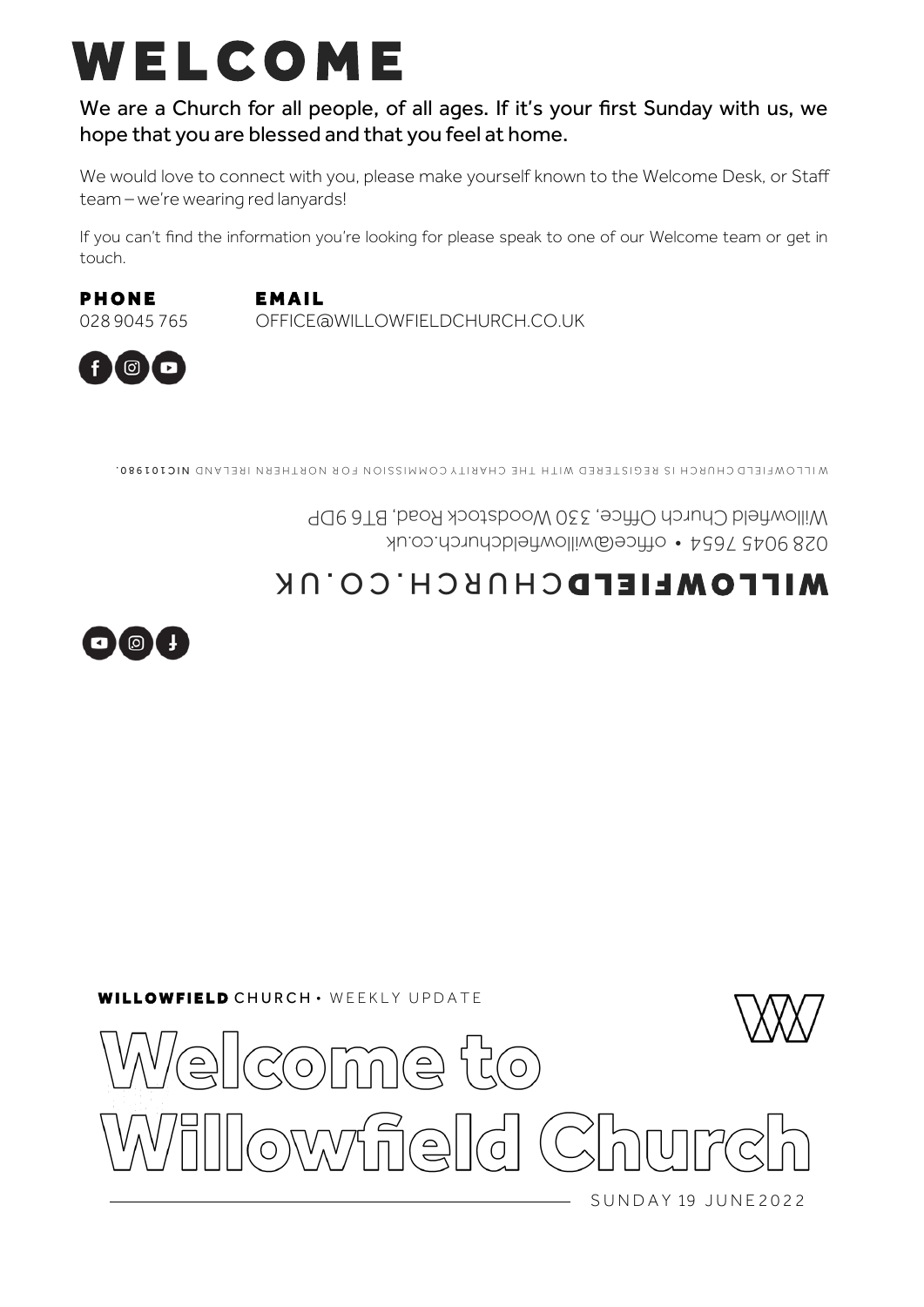# WELCOME

We are a Church for all people, of all ages. If it's your first Sunday with us, we hope that you are blessed and that you feel at home.

We would love to connect with you, please make yourself known to the Welcome Desk, or Staff team – we're wearing red lanyards!

If you can't find the information you're looking for please speak to one of our Welcome team or get in touch.

**PHONE**
028 9045 765

**EMAIL**
OFFICE@WILLOWFIELDCHURCH.CO.UK

WILLOWFIELD CHURCH IS REGISTERED WITH THE CHARITY COMMISSION FOR NORTHERN IRELAND NIC101980.

Willowfield Church Office, 330 Woodstock Road, BT6 9DP

028 9045 7654 • office@willowfieldchurch.co.uk

**WILLOWFIELD**CHURCH.CO.UK

**WILLOWFIELD** CHURCH • WEEKLY UPDATE

# Welcome to Willowfield Church

SUNDAY 19 JUNE 2022